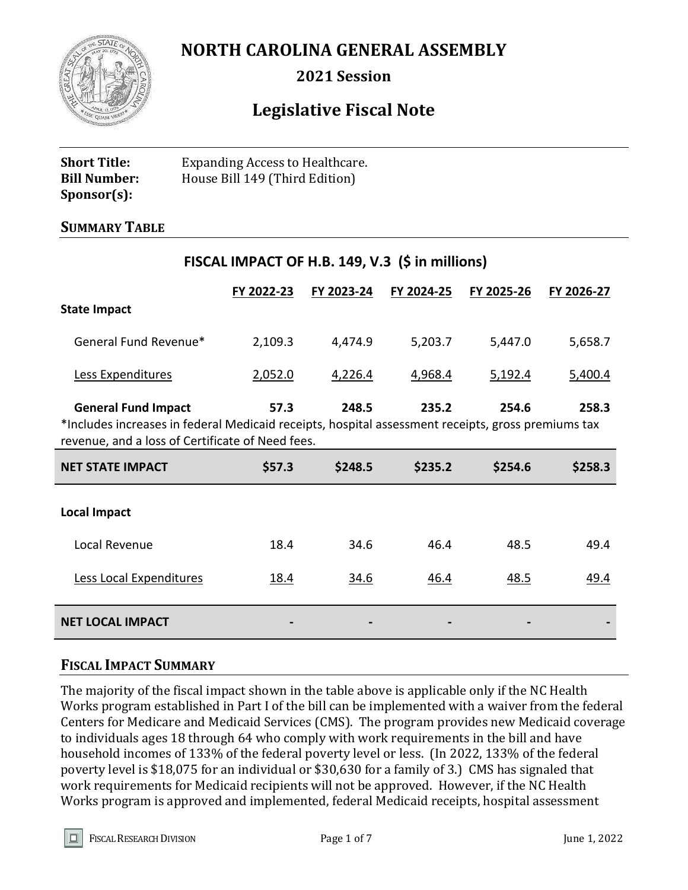# NORTH CAROLINA GENERAL ASSEMBLY

## 2021 Session

## Legislative Fiscal Note

**Short Title:** Expanding Access to Healthcare.
**Bill Number:** House Bill 149 (Third Edition)
**Sponsor(s):**

## SUMMARY TABLE

### FISCAL IMPACT OF H.B. 149, V.3 ($ in millions)

| | FY 2022-23 | FY 2023-24 | FY 2024-25 | FY 2025-26 | FY 2026-27 |
|---|---|---|---|---|---|
| **State Impact** | | | | | |
| General Fund Revenue* | 2,109.3 | 4,474.9 | 5,203.7 | 5,447.0 | 5,658.7 |
| Less Expenditures | 2,052.0 | 4,226.4 | 4,968.4 | 5,192.4 | 5,400.4 |
| **General Fund Impact** | **57.3** | **248.5** | **235.2** | **254.6** | **258.3** |
| **NET STATE IMPACT** | **$57.3** | **$248.5** | **$235.2** | **$254.6** | **$258.3** |
| **Local Impact** | | | | | |
| Local Revenue | 18.4 | 34.6 | 46.4 | 48.5 | 49.4 |
| Less Local Expenditures | 18.4 | 34.6 | 46.4 | 48.5 | 49.4 |
| **NET LOCAL IMPACT** | - | - | - | - | - |

*Includes increases in federal Medicaid receipts, hospital assessment receipts, gross premiums tax revenue, and a loss of Certificate of Need fees.

## FISCAL IMPACT SUMMARY

The majority of the fiscal impact shown in the table above is applicable only if the NC Health Works program established in Part I of the bill can be implemented with a waiver from the federal Centers for Medicare and Medicaid Services (CMS). The program provides new Medicaid coverage to individuals ages 18 through 64 who comply with work requirements in the bill and have household incomes of 133% of the federal poverty level or less. (In 2022, 133% of the federal poverty level is $18,075 for an individual or $30,630 for a family of 3.) CMS has signaled that work requirements for Medicaid recipients will not be approved. However, if the NC Health Works program is approved and implemented, federal Medicaid receipts, hospital assessment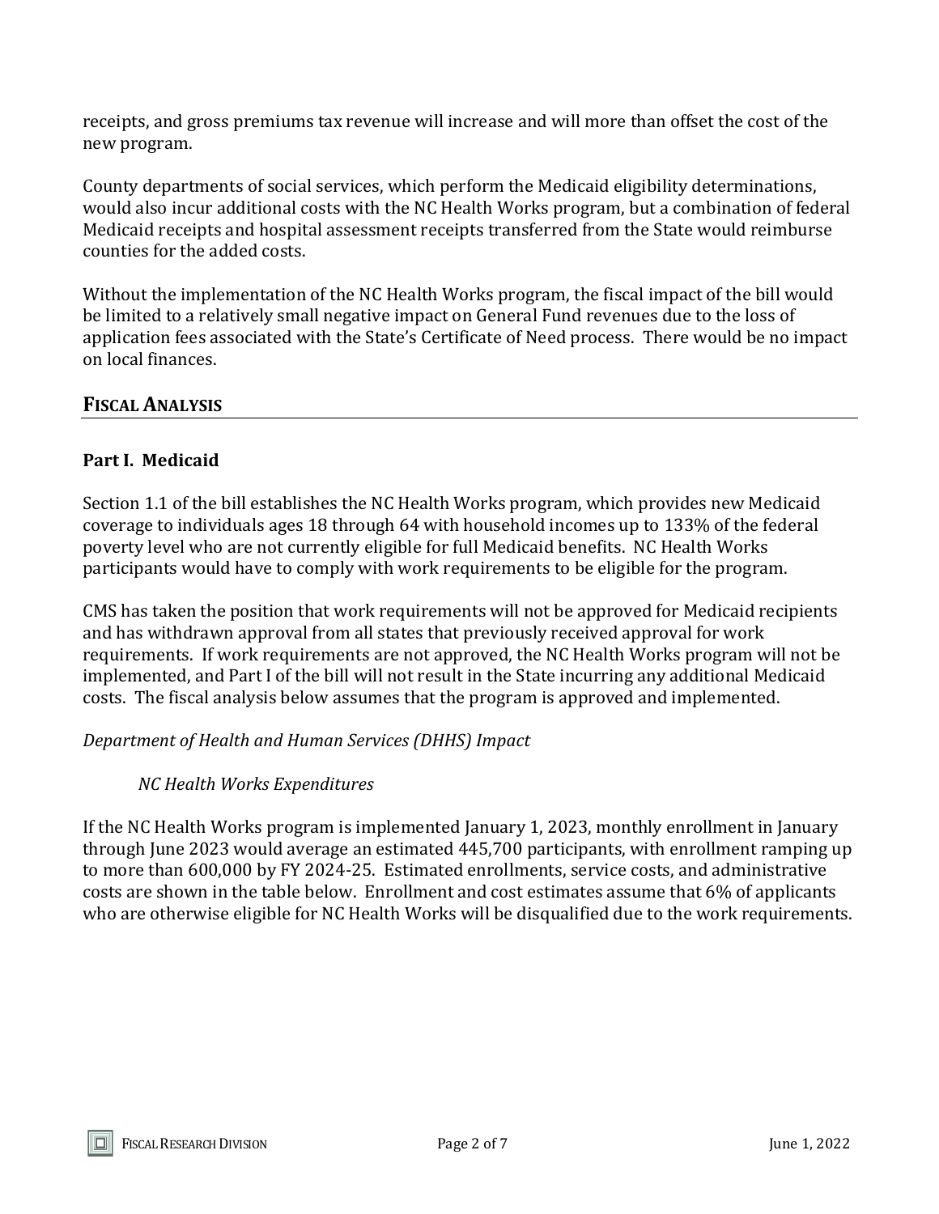receipts, and gross premiums tax revenue will increase and will more than offset the cost of the new program.

County departments of social services, which perform the Medicaid eligibility determinations, would also incur additional costs with the NC Health Works program, but a combination of federal Medicaid receipts and hospital assessment receipts transferred from the State would reimburse counties for the added costs.

Without the implementation of the NC Health Works program, the fiscal impact of the bill would be limited to a relatively small negative impact on General Fund revenues due to the loss of application fees associated with the State's Certificate of Need process. There would be no impact on local finances.

## FISCAL ANALYSIS

### Part I. Medicaid

Section 1.1 of the bill establishes the NC Health Works program, which provides new Medicaid coverage to individuals ages 18 through 64 with household incomes up to 133% of the federal poverty level who are not currently eligible for full Medicaid benefits. NC Health Works participants would have to comply with work requirements to be eligible for the program.

CMS has taken the position that work requirements will not be approved for Medicaid recipients and has withdrawn approval from all states that previously received approval for work requirements. If work requirements are not approved, the NC Health Works program will not be implemented, and Part I of the bill will not result in the State incurring any additional Medicaid costs. The fiscal analysis below assumes that the program is approved and implemented.

*Department of Health and Human Services (DHHS) Impact*

*NC Health Works Expenditures*

If the NC Health Works program is implemented January 1, 2023, monthly enrollment in January through June 2023 would average an estimated 445,700 participants, with enrollment ramping up to more than 600,000 by FY 2024-25. Estimated enrollments, service costs, and administrative costs are shown in the table below. Enrollment and cost estimates assume that 6% of applicants who are otherwise eligible for NC Health Works will be disqualified due to the work requirements.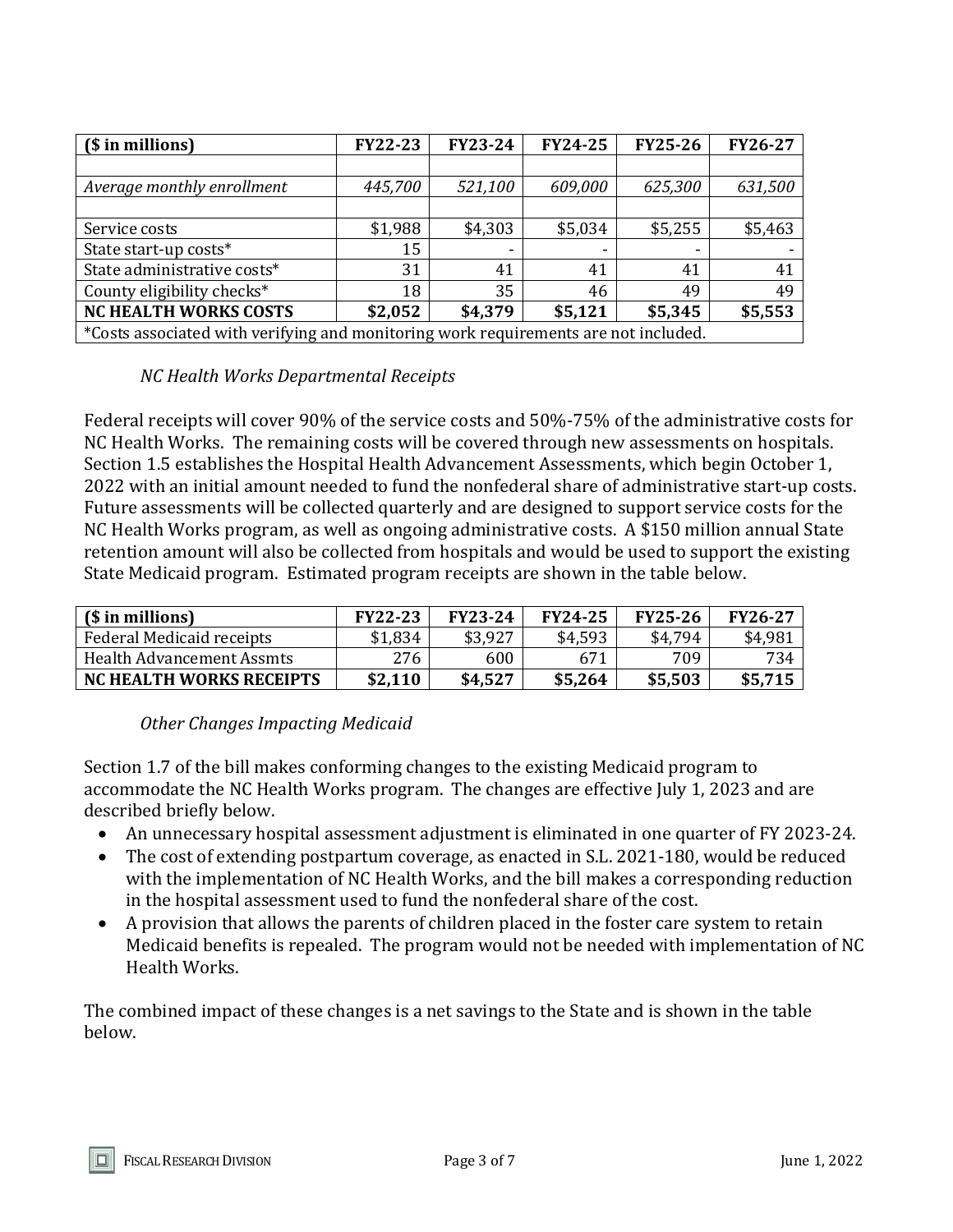| ($ in millions) | FY22-23 | FY23-24 | FY24-25 | FY25-26 | FY26-27 |
|---|---|---|---|---|---|
| | | | | | |
| *Average monthly enrollment* | *445,700* | *521,100* | *609,000* | *625,300* | *631,500* |
| | | | | | |
| Service costs | $1,988 | $4,303 | $5,034 | $5,255 | $5,463 |
| State start-up costs* | 15 | - | - | - | - |
| State administrative costs* | 31 | 41 | 41 | 41 | 41 |
| County eligibility checks* | 18 | 35 | 46 | 49 | 49 |
| **NC HEALTH WORKS COSTS** | **$2,052** | **$4,379** | **$5,121** | **$5,345** | **$5,553** |
| *Costs associated with verifying and monitoring work requirements are not included. | | | | | |

*NC Health Works Departmental Receipts*

Federal receipts will cover 90% of the service costs and 50%-75% of the administrative costs for NC Health Works. The remaining costs will be covered through new assessments on hospitals. Section 1.5 establishes the Hospital Health Advancement Assessments, which begin October 1, 2022 with an initial amount needed to fund the nonfederal share of administrative start-up costs. Future assessments will be collected quarterly and are designed to support service costs for the NC Health Works program, as well as ongoing administrative costs. A $150 million annual State retention amount will also be collected from hospitals and would be used to support the existing State Medicaid program. Estimated program receipts are shown in the table below.

| ($ in millions) | FY22-23 | FY23-24 | FY24-25 | FY25-26 | FY26-27 |
|---|---|---|---|---|---|
| Federal Medicaid receipts | $1,834 | $3,927 | $4,593 | $4,794 | $4,981 |
| Health Advancement Assmts | 276 | 600 | 671 | 709 | 734 |
| **NC HEALTH WORKS RECEIPTS** | **$2,110** | **$4,527** | **$5,264** | **$5,503** | **$5,715** |

*Other Changes Impacting Medicaid*

Section 1.7 of the bill makes conforming changes to the existing Medicaid program to accommodate the NC Health Works program. The changes are effective July 1, 2023 and are described briefly below.

- An unnecessary hospital assessment adjustment is eliminated in one quarter of FY 2023-24.
- The cost of extending postpartum coverage, as enacted in S.L. 2021-180, would be reduced with the implementation of NC Health Works, and the bill makes a corresponding reduction in the hospital assessment used to fund the nonfederal share of the cost.
- A provision that allows the parents of children placed in the foster care system to retain Medicaid benefits is repealed. The program would not be needed with implementation of NC Health Works.

The combined impact of these changes is a net savings to the State and is shown in the table below.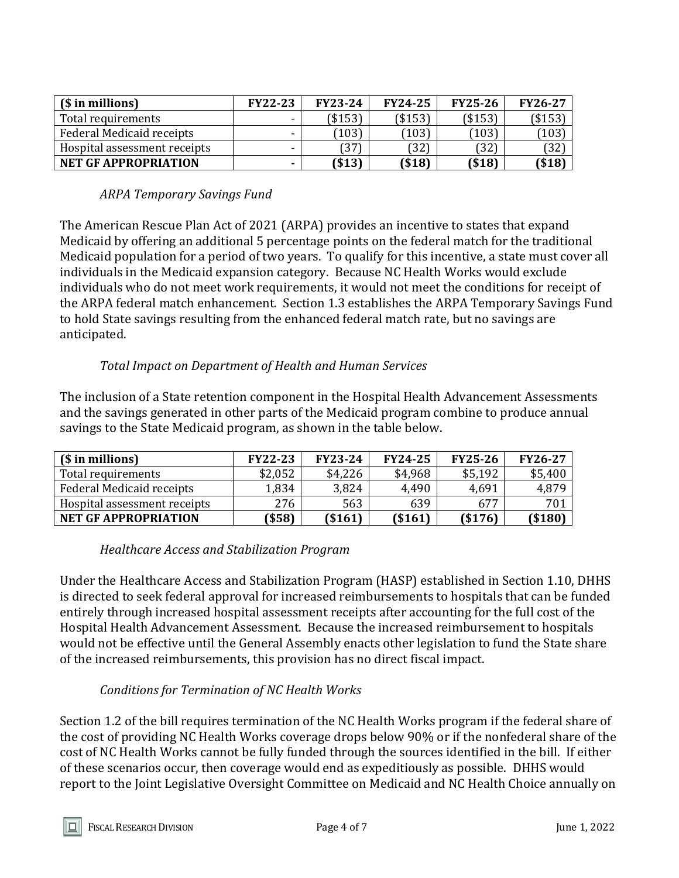| ($ in millions) | FY22-23 | FY23-24 | FY24-25 | FY25-26 | FY26-27 |
|---|---|---|---|---|---|
| Total requirements | - | ($153) | ($153) | ($153) | ($153) |
| Federal Medicaid receipts | - | (103) | (103) | (103) | (103) |
| Hospital assessment receipts | - | (37) | (32) | (32) | (32) |
| **NET GF APPROPRIATION** | **-** | **($13)** | **($18)** | **($18)** | **($18)** |

*ARPA Temporary Savings Fund*

The American Rescue Plan Act of 2021 (ARPA) provides an incentive to states that expand Medicaid by offering an additional 5 percentage points on the federal match for the traditional Medicaid population for a period of two years. To qualify for this incentive, a state must cover all individuals in the Medicaid expansion category. Because NC Health Works would exclude individuals who do not meet work requirements, it would not meet the conditions for receipt of the ARPA federal match enhancement. Section 1.3 establishes the ARPA Temporary Savings Fund to hold State savings resulting from the enhanced federal match rate, but no savings are anticipated.

*Total Impact on Department of Health and Human Services*

The inclusion of a State retention component in the Hospital Health Advancement Assessments and the savings generated in other parts of the Medicaid program combine to produce annual savings to the State Medicaid program, as shown in the table below.

| ($ in millions) | FY22-23 | FY23-24 | FY24-25 | FY25-26 | FY26-27 |
|---|---|---|---|---|---|
| Total requirements | $2,052 | $4,226 | $4,968 | $5,192 | $5,400 |
| Federal Medicaid receipts | 1,834 | 3,824 | 4,490 | 4,691 | 4,879 |
| Hospital assessment receipts | 276 | 563 | 639 | 677 | 701 |
| **NET GF APPROPRIATION** | **($58)** | **($161)** | **($161)** | **($176)** | **($180)** |

*Healthcare Access and Stabilization Program*

Under the Healthcare Access and Stabilization Program (HASP) established in Section 1.10, DHHS is directed to seek federal approval for increased reimbursements to hospitals that can be funded entirely through increased hospital assessment receipts after accounting for the full cost of the Hospital Health Advancement Assessment. Because the increased reimbursement to hospitals would not be effective until the General Assembly enacts other legislation to fund the State share of the increased reimbursements, this provision has no direct fiscal impact.

*Conditions for Termination of NC Health Works*

Section 1.2 of the bill requires termination of the NC Health Works program if the federal share of the cost of providing NC Health Works coverage drops below 90% or if the nonfederal share of the cost of NC Health Works cannot be fully funded through the sources identified in the bill. If either of these scenarios occur, then coverage would end as expeditiously as possible. DHHS would report to the Joint Legislative Oversight Committee on Medicaid and NC Health Choice annually on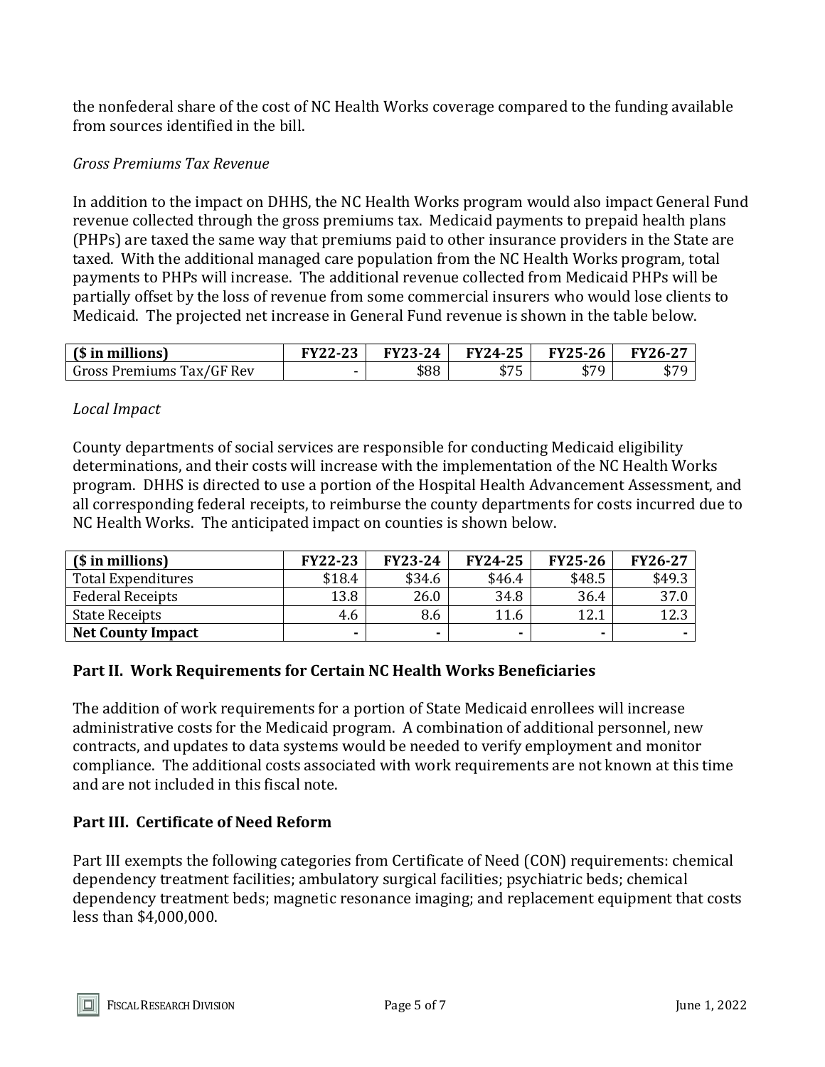the nonfederal share of the cost of NC Health Works coverage compared to the funding available from sources identified in the bill.

*Gross Premiums Tax Revenue*

In addition to the impact on DHHS, the NC Health Works program would also impact General Fund revenue collected through the gross premiums tax. Medicaid payments to prepaid health plans (PHPs) are taxed the same way that premiums paid to other insurance providers in the State are taxed. With the additional managed care population from the NC Health Works program, total payments to PHPs will increase. The additional revenue collected from Medicaid PHPs will be partially offset by the loss of revenue from some commercial insurers who would lose clients to Medicaid. The projected net increase in General Fund revenue is shown in the table below.

| ($ in millions) | FY22-23 | FY23-24 | FY24-25 | FY25-26 | FY26-27 |
|---|---|---|---|---|---|
| Gross Premiums Tax/GF Rev | - | $88 | $75 | $79 | $79 |

*Local Impact*

County departments of social services are responsible for conducting Medicaid eligibility determinations, and their costs will increase with the implementation of the NC Health Works program. DHHS is directed to use a portion of the Hospital Health Advancement Assessment, and all corresponding federal receipts, to reimburse the county departments for costs incurred due to NC Health Works. The anticipated impact on counties is shown below.

| ($ in millions) | FY22-23 | FY23-24 | FY24-25 | FY25-26 | FY26-27 |
|---|---|---|---|---|---|
| Total Expenditures | $18.4 | $34.6 | $46.4 | $48.5 | $49.3 |
| Federal Receipts | 13.8 | 26.0 | 34.8 | 36.4 | 37.0 |
| State Receipts | 4.6 | 8.6 | 11.6 | 12.1 | 12.3 |
| **Net County Impact** | - | - | - | - | - |

**Part II. Work Requirements for Certain NC Health Works Beneficiaries**

The addition of work requirements for a portion of State Medicaid enrollees will increase administrative costs for the Medicaid program. A combination of additional personnel, new contracts, and updates to data systems would be needed to verify employment and monitor compliance. The additional costs associated with work requirements are not known at this time and are not included in this fiscal note.

**Part III. Certificate of Need Reform**

Part III exempts the following categories from Certificate of Need (CON) requirements: chemical dependency treatment facilities; ambulatory surgical facilities; psychiatric beds; chemical dependency treatment beds; magnetic resonance imaging; and replacement equipment that costs less than $4,000,000.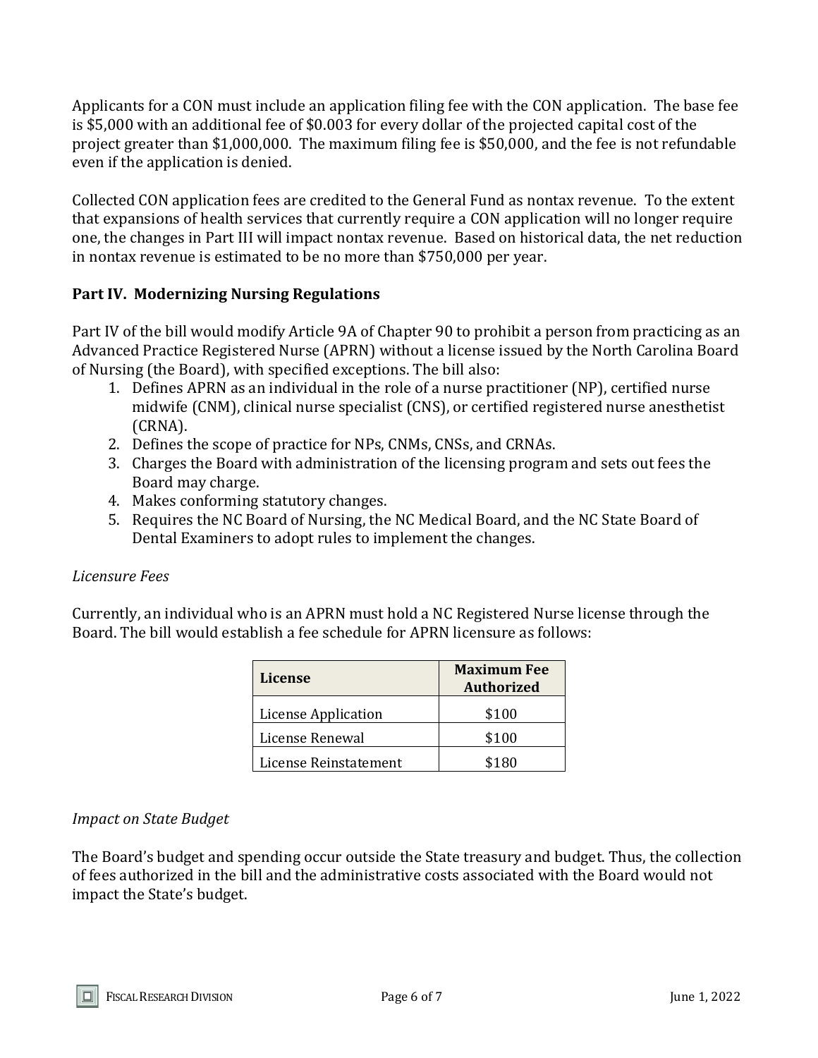Applicants for a CON must include an application filing fee with the CON application. The base fee is $5,000 with an additional fee of $0.003 for every dollar of the projected capital cost of the project greater than $1,000,000. The maximum filing fee is $50,000, and the fee is not refundable even if the application is denied.

Collected CON application fees are credited to the General Fund as nontax revenue. To the extent that expansions of health services that currently require a CON application will no longer require one, the changes in Part III will impact nontax revenue. Based on historical data, the net reduction in nontax revenue is estimated to be no more than $750,000 per year.

### Part IV. Modernizing Nursing Regulations

Part IV of the bill would modify Article 9A of Chapter 90 to prohibit a person from practicing as an Advanced Practice Registered Nurse (APRN) without a license issued by the North Carolina Board of Nursing (the Board), with specified exceptions. The bill also:

1. Defines APRN as an individual in the role of a nurse practitioner (NP), certified nurse midwife (CNM), clinical nurse specialist (CNS), or certified registered nurse anesthetist (CRNA).
2. Defines the scope of practice for NPs, CNMs, CNSs, and CRNAs.
3. Charges the Board with administration of the licensing program and sets out fees the Board may charge.
4. Makes conforming statutory changes.
5. Requires the NC Board of Nursing, the NC Medical Board, and the NC State Board of Dental Examiners to adopt rules to implement the changes.

*Licensure Fees*

Currently, an individual who is an APRN must hold a NC Registered Nurse license through the Board. The bill would establish a fee schedule for APRN licensure as follows:

| License | Maximum Fee Authorized |
|---|---|
| License Application | $100 |
| License Renewal | $100 |
| License Reinstatement | $180 |

*Impact on State Budget*

The Board's budget and spending occur outside the State treasury and budget. Thus, the collection of fees authorized in the bill and the administrative costs associated with the Board would not impact the State's budget.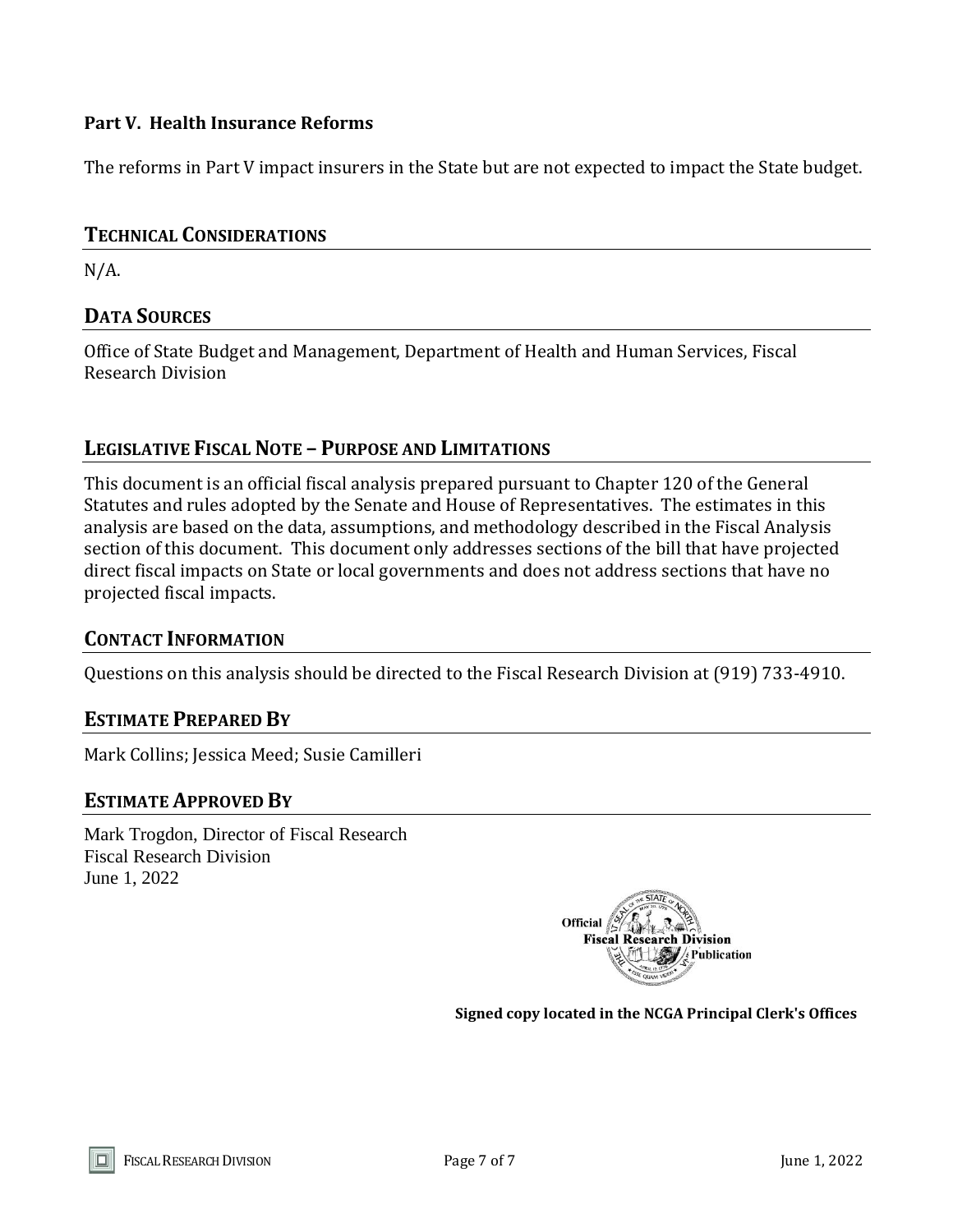**Part V. Health Insurance Reforms**

The reforms in Part V impact insurers in the State but are not expected to impact the State budget.

## TECHNICAL CONSIDERATIONS

N/A.

## DATA SOURCES

Office of State Budget and Management, Department of Health and Human Services, Fiscal Research Division

## LEGISLATIVE FISCAL NOTE – PURPOSE AND LIMITATIONS

This document is an official fiscal analysis prepared pursuant to Chapter 120 of the General Statutes and rules adopted by the Senate and House of Representatives. The estimates in this analysis are based on the data, assumptions, and methodology described in the Fiscal Analysis section of this document. This document only addresses sections of the bill that have projected direct fiscal impacts on State or local governments and does not address sections that have no projected fiscal impacts.

## CONTACT INFORMATION

Questions on this analysis should be directed to the Fiscal Research Division at (919) 733-4910.

## ESTIMATE PREPARED BY

Mark Collins; Jessica Meed; Susie Camilleri

## ESTIMATE APPROVED BY

Mark Trogdon, Director of Fiscal Research
Fiscal Research Division
June 1, 2022

Official Fiscal Research Division Publication

**Signed copy located in the NCGA Principal Clerk's Offices**